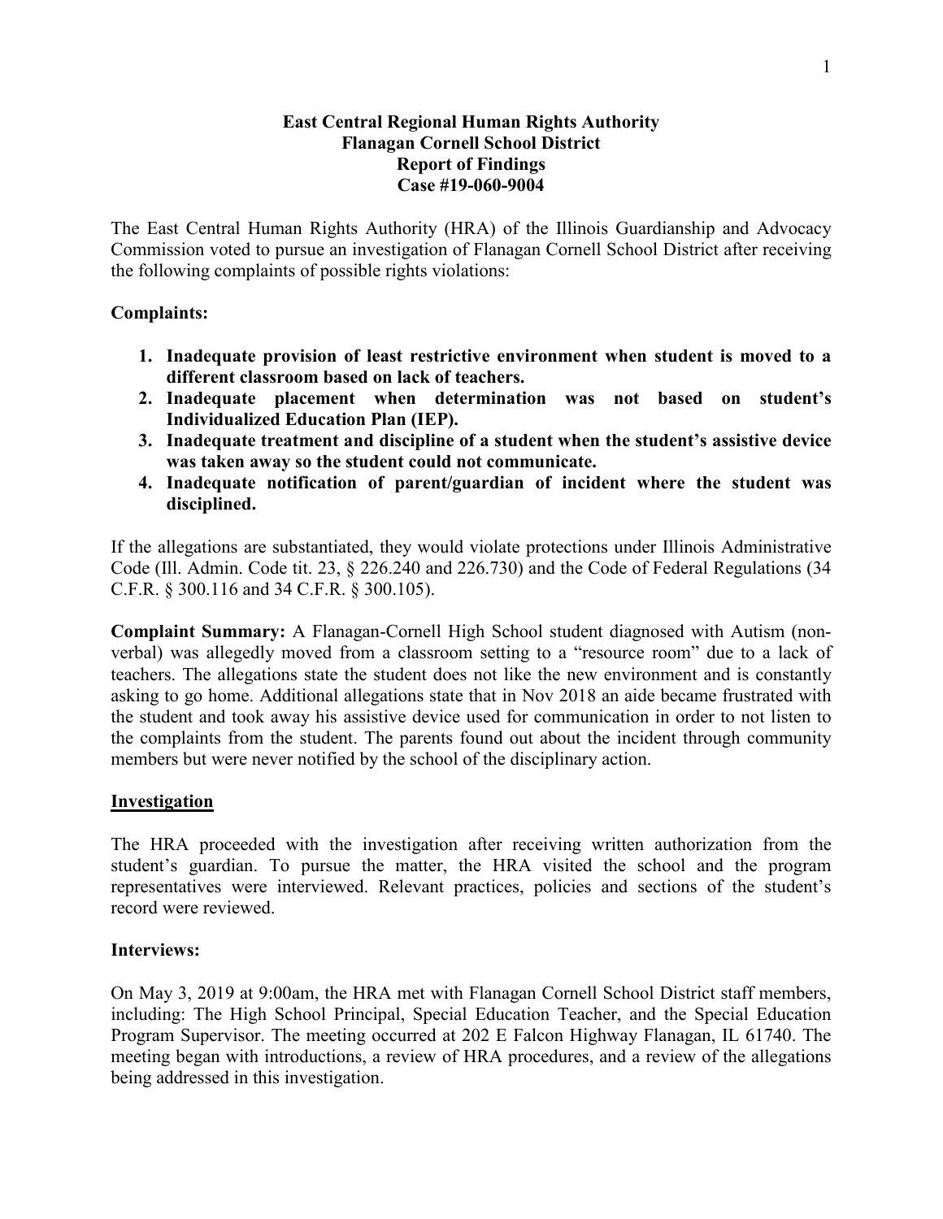**East Central Regional Human Rights Authority**
**Flanagan Cornell School District**
**Report of Findings**
**Case #19-060-9004**

The East Central Human Rights Authority (HRA) of the Illinois Guardianship and Advocacy Commission voted to pursue an investigation of Flanagan Cornell School District after receiving the following complaints of possible rights violations:

**Complaints:**

1. **Inadequate provision of least restrictive environment when student is moved to a different classroom based on lack of teachers.**
2. **Inadequate placement when determination was not based on student's Individualized Education Plan (IEP).**
3. **Inadequate treatment and discipline of a student when the student's assistive device was taken away so the student could not communicate.**
4. **Inadequate notification of parent/guardian of incident where the student was disciplined.**

If the allegations are substantiated, they would violate protections under Illinois Administrative Code (Ill. Admin. Code tit. 23, § 226.240 and 226.730) and the Code of Federal Regulations (34 C.F.R. § 300.116 and 34 C.F.R. § 300.105).

**Complaint Summary:** A Flanagan-Cornell High School student diagnosed with Autism (non-verbal) was allegedly moved from a classroom setting to a "resource room" due to a lack of teachers. The allegations state the student does not like the new environment and is constantly asking to go home. Additional allegations state that in Nov 2018 an aide became frustrated with the student and took away his assistive device used for communication in order to not listen to the complaints from the student. The parents found out about the incident through community members but were never notified by the school of the disciplinary action.

## Investigation

The HRA proceeded with the investigation after receiving written authorization from the student's guardian. To pursue the matter, the HRA visited the school and the program representatives were interviewed. Relevant practices, policies and sections of the student's record were reviewed.

**Interviews:**

On May 3, 2019 at 9:00am, the HRA met with Flanagan Cornell School District staff members, including: The High School Principal, Special Education Teacher, and the Special Education Program Supervisor. The meeting occurred at 202 E Falcon Highway Flanagan, IL 61740. The meeting began with introductions, a review of HRA procedures, and a review of the allegations being addressed in this investigation.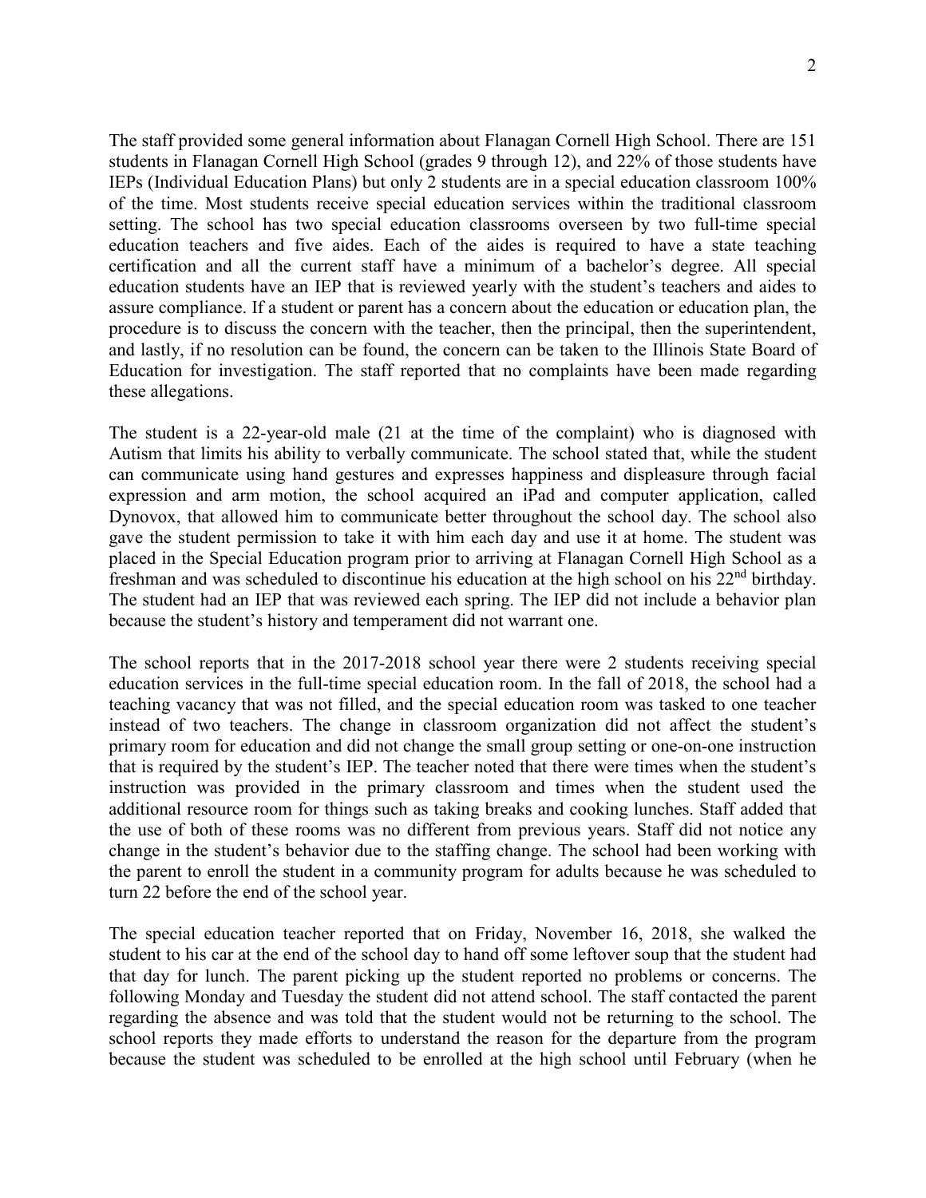The staff provided some general information about Flanagan Cornell High School. There are 151 students in Flanagan Cornell High School (grades 9 through 12), and 22% of those students have IEPs (Individual Education Plans) but only 2 students are in a special education classroom 100% of the time. Most students receive special education services within the traditional classroom setting. The school has two special education classrooms overseen by two full-time special education teachers and five aides. Each of the aides is required to have a state teaching certification and all the current staff have a minimum of a bachelor's degree. All special education students have an IEP that is reviewed yearly with the student's teachers and aides to assure compliance. If a student or parent has a concern about the education or education plan, the procedure is to discuss the concern with the teacher, then the principal, then the superintendent, and lastly, if no resolution can be found, the concern can be taken to the Illinois State Board of Education for investigation. The staff reported that no complaints have been made regarding these allegations.

The student is a 22-year-old male (21 at the time of the complaint) who is diagnosed with Autism that limits his ability to verbally communicate. The school stated that, while the student can communicate using hand gestures and expresses happiness and displeasure through facial expression and arm motion, the school acquired an iPad and computer application, called Dynovox, that allowed him to communicate better throughout the school day. The school also gave the student permission to take it with him each day and use it at home. The student was placed in the Special Education program prior to arriving at Flanagan Cornell High School as a freshman and was scheduled to discontinue his education at the high school on his 22nd birthday. The student had an IEP that was reviewed each spring. The IEP did not include a behavior plan because the student's history and temperament did not warrant one.

The school reports that in the 2017-2018 school year there were 2 students receiving special education services in the full-time special education room. In the fall of 2018, the school had a teaching vacancy that was not filled, and the special education room was tasked to one teacher instead of two teachers. The change in classroom organization did not affect the student's primary room for education and did not change the small group setting or one-on-one instruction that is required by the student's IEP. The teacher noted that there were times when the student's instruction was provided in the primary classroom and times when the student used the additional resource room for things such as taking breaks and cooking lunches. Staff added that the use of both of these rooms was no different from previous years. Staff did not notice any change in the student's behavior due to the staffing change. The school had been working with the parent to enroll the student in a community program for adults because he was scheduled to turn 22 before the end of the school year.

The special education teacher reported that on Friday, November 16, 2018, she walked the student to his car at the end of the school day to hand off some leftover soup that the student had that day for lunch. The parent picking up the student reported no problems or concerns. The following Monday and Tuesday the student did not attend school. The staff contacted the parent regarding the absence and was told that the student would not be returning to the school. The school reports they made efforts to understand the reason for the departure from the program because the student was scheduled to be enrolled at the high school until February (when he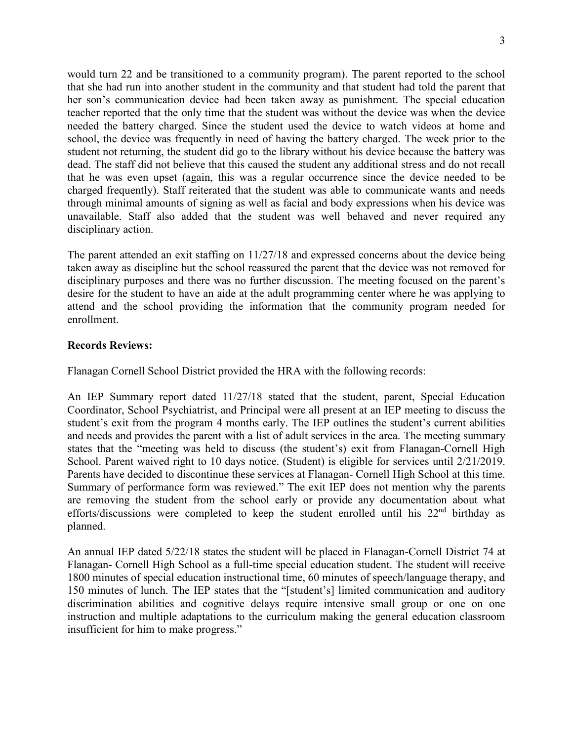would turn 22 and be transitioned to a community program). The parent reported to the school that she had run into another student in the community and that student had told the parent that her son's communication device had been taken away as punishment. The special education teacher reported that the only time that the student was without the device was when the device needed the battery charged. Since the student used the device to watch videos at home and school, the device was frequently in need of having the battery charged. The week prior to the student not returning, the student did go to the library without his device because the battery was dead. The staff did not believe that this caused the student any additional stress and do not recall that he was even upset (again, this was a regular occurrence since the device needed to be charged frequently). Staff reiterated that the student was able to communicate wants and needs through minimal amounts of signing as well as facial and body expressions when his device was unavailable. Staff also added that the student was well behaved and never required any disciplinary action.

The parent attended an exit staffing on 11/27/18 and expressed concerns about the device being taken away as discipline but the school reassured the parent that the device was not removed for disciplinary purposes and there was no further discussion. The meeting focused on the parent's desire for the student to have an aide at the adult programming center where he was applying to attend and the school providing the information that the community program needed for enrollment.

**Records Reviews:**

Flanagan Cornell School District provided the HRA with the following records:

An IEP Summary report dated 11/27/18 stated that the student, parent, Special Education Coordinator, School Psychiatrist, and Principal were all present at an IEP meeting to discuss the student's exit from the program 4 months early. The IEP outlines the student's current abilities and needs and provides the parent with a list of adult services in the area. The meeting summary states that the "meeting was held to discuss (the student's) exit from Flanagan-Cornell High School. Parent waived right to 10 days notice. (Student) is eligible for services until 2/21/2019. Parents have decided to discontinue these services at Flanagan- Cornell High School at this time. Summary of performance form was reviewed." The exit IEP does not mention why the parents are removing the student from the school early or provide any documentation about what efforts/discussions were completed to keep the student enrolled until his 22nd birthday as planned.

An annual IEP dated 5/22/18 states the student will be placed in Flanagan-Cornell District 74 at Flanagan- Cornell High School as a full-time special education student. The student will receive 1800 minutes of special education instructional time, 60 minutes of speech/language therapy, and 150 minutes of lunch. The IEP states that the "[student's] limited communication and auditory discrimination abilities and cognitive delays require intensive small group or one on one instruction and multiple adaptations to the curriculum making the general education classroom insufficient for him to make progress."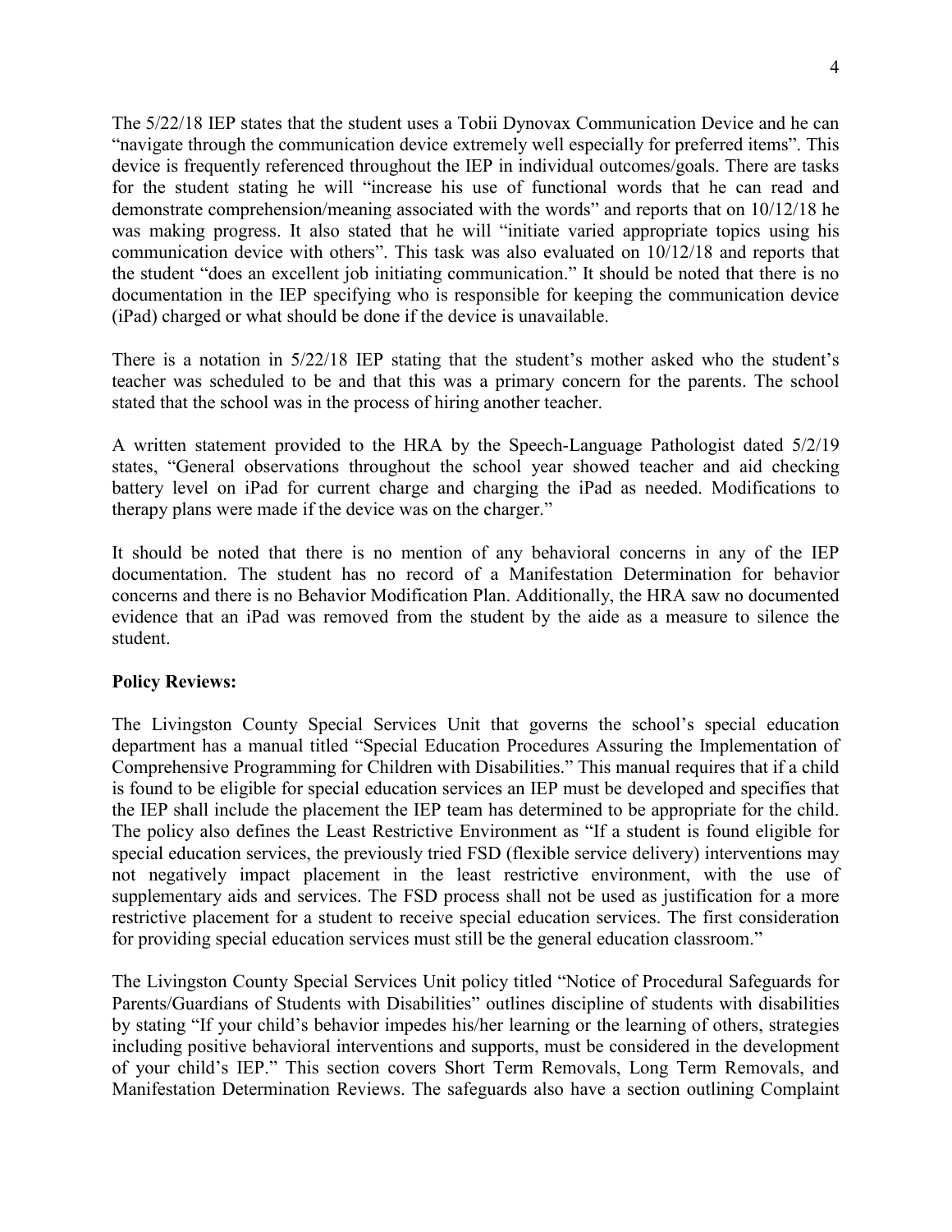The 5/22/18 IEP states that the student uses a Tobii Dynovax Communication Device and he can "navigate through the communication device extremely well especially for preferred items". This device is frequently referenced throughout the IEP in individual outcomes/goals. There are tasks for the student stating he will "increase his use of functional words that he can read and demonstrate comprehension/meaning associated with the words" and reports that on 10/12/18 he was making progress. It also stated that he will "initiate varied appropriate topics using his communication device with others". This task was also evaluated on 10/12/18 and reports that the student "does an excellent job initiating communication." It should be noted that there is no documentation in the IEP specifying who is responsible for keeping the communication device (iPad) charged or what should be done if the device is unavailable.

There is a notation in 5/22/18 IEP stating that the student's mother asked who the student's teacher was scheduled to be and that this was a primary concern for the parents. The school stated that the school was in the process of hiring another teacher.

A written statement provided to the HRA by the Speech-Language Pathologist dated 5/2/19 states, "General observations throughout the school year showed teacher and aid checking battery level on iPad for current charge and charging the iPad as needed. Modifications to therapy plans were made if the device was on the charger."

It should be noted that there is no mention of any behavioral concerns in any of the IEP documentation. The student has no record of a Manifestation Determination for behavior concerns and there is no Behavior Modification Plan. Additionally, the HRA saw no documented evidence that an iPad was removed from the student by the aide as a measure to silence the student.

**Policy Reviews:**

The Livingston County Special Services Unit that governs the school's special education department has a manual titled "Special Education Procedures Assuring the Implementation of Comprehensive Programming for Children with Disabilities." This manual requires that if a child is found to be eligible for special education services an IEP must be developed and specifies that the IEP shall include the placement the IEP team has determined to be appropriate for the child. The policy also defines the Least Restrictive Environment as "If a student is found eligible for special education services, the previously tried FSD (flexible service delivery) interventions may not negatively impact placement in the least restrictive environment, with the use of supplementary aids and services. The FSD process shall not be used as justification for a more restrictive placement for a student to receive special education services. The first consideration for providing special education services must still be the general education classroom."

The Livingston County Special Services Unit policy titled "Notice of Procedural Safeguards for Parents/Guardians of Students with Disabilities" outlines discipline of students with disabilities by stating "If your child's behavior impedes his/her learning or the learning of others, strategies including positive behavioral interventions and supports, must be considered in the development of your child's IEP." This section covers Short Term Removals, Long Term Removals, and Manifestation Determination Reviews. The safeguards also have a section outlining Complaint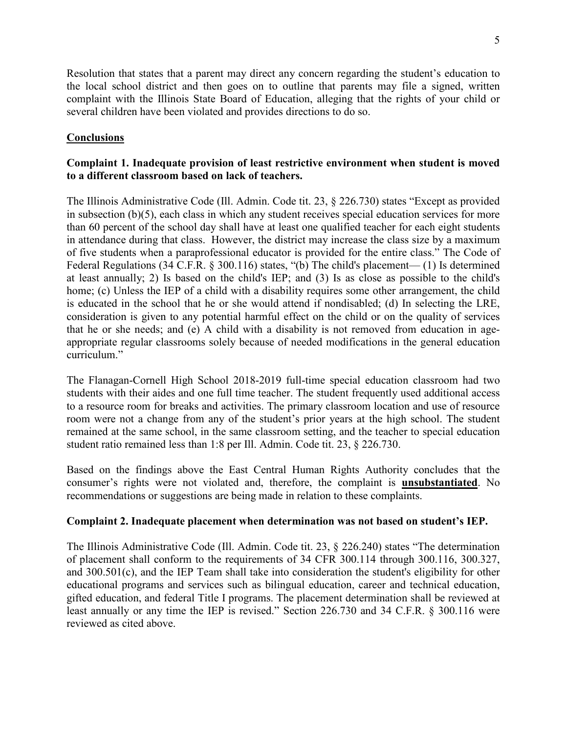Resolution that states that a parent may direct any concern regarding the student's education to the local school district and then goes on to outline that parents may file a signed, written complaint with the Illinois State Board of Education, alleging that the rights of your child or several children have been violated and provides directions to do so.

## Conclusions

### Complaint 1. Inadequate provision of least restrictive environment when student is moved to a different classroom based on lack of teachers.

The Illinois Administrative Code (Ill. Admin. Code tit. 23, § 226.730) states "Except as provided in subsection (b)(5), each class in which any student receives special education services for more than 60 percent of the school day shall have at least one qualified teacher for each eight students in attendance during that class. However, the district may increase the class size by a maximum of five students when a paraprofessional educator is provided for the entire class." The Code of Federal Regulations (34 C.F.R. § 300.116) states, "(b) The child's placement— (1) Is determined at least annually; 2) Is based on the child's IEP; and (3) Is as close as possible to the child's home; (c) Unless the IEP of a child with a disability requires some other arrangement, the child is educated in the school that he or she would attend if nondisabled; (d) In selecting the LRE, consideration is given to any potential harmful effect on the child or on the quality of services that he or she needs; and (e) A child with a disability is not removed from education in age-appropriate regular classrooms solely because of needed modifications in the general education curriculum."

The Flanagan-Cornell High School 2018-2019 full-time special education classroom had two students with their aides and one full time teacher. The student frequently used additional access to a resource room for breaks and activities. The primary classroom location and use of resource room were not a change from any of the student's prior years at the high school. The student remained at the same school, in the same classroom setting, and the teacher to special education student ratio remained less than 1:8 per Ill. Admin. Code tit. 23, § 226.730.

Based on the findings above the East Central Human Rights Authority concludes that the consumer's rights were not violated and, therefore, the complaint is **unsubstantiated**. No recommendations or suggestions are being made in relation to these complaints.

### Complaint 2. Inadequate placement when determination was not based on student's IEP.

The Illinois Administrative Code (Ill. Admin. Code tit. 23, § 226.240) states "The determination of placement shall conform to the requirements of 34 CFR 300.114 through 300.116, 300.327, and 300.501(c), and the IEP Team shall take into consideration the student's eligibility for other educational programs and services such as bilingual education, career and technical education, gifted education, and federal Title I programs. The placement determination shall be reviewed at least annually or any time the IEP is revised." Section 226.730 and 34 C.F.R. § 300.116 were reviewed as cited above.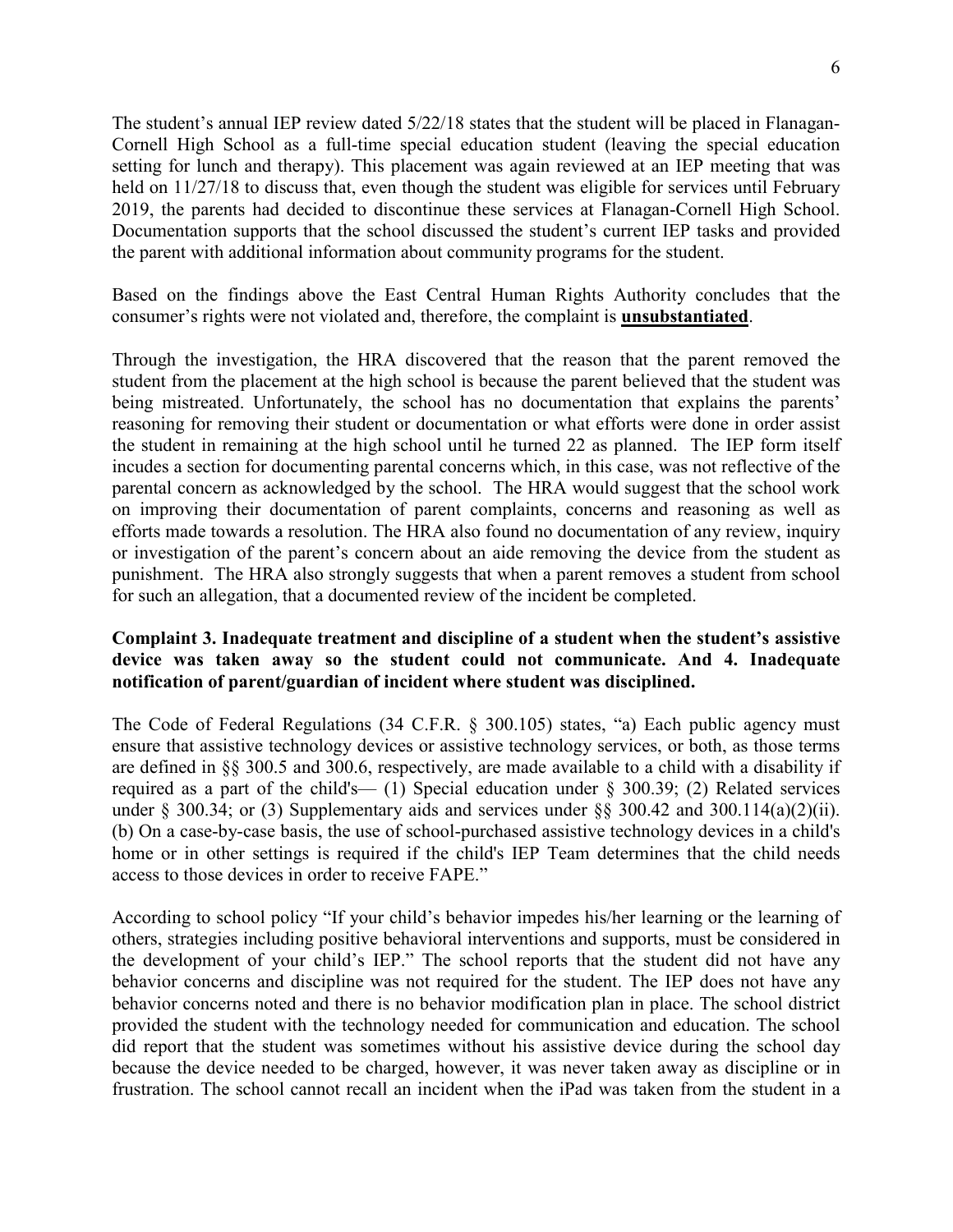The student's annual IEP review dated 5/22/18 states that the student will be placed in Flanagan-Cornell High School as a full-time special education student (leaving the special education setting for lunch and therapy). This placement was again reviewed at an IEP meeting that was held on 11/27/18 to discuss that, even though the student was eligible for services until February 2019, the parents had decided to discontinue these services at Flanagan-Cornell High School. Documentation supports that the school discussed the student's current IEP tasks and provided the parent with additional information about community programs for the student.

Based on the findings above the East Central Human Rights Authority concludes that the consumer's rights were not violated and, therefore, the complaint is **unsubstantiated**.

Through the investigation, the HRA discovered that the reason that the parent removed the student from the placement at the high school is because the parent believed that the student was being mistreated. Unfortunately, the school has no documentation that explains the parents' reasoning for removing their student or documentation or what efforts were done in order assist the student in remaining at the high school until he turned 22 as planned. The IEP form itself incudes a section for documenting parental concerns which, in this case, was not reflective of the parental concern as acknowledged by the school. The HRA would suggest that the school work on improving their documentation of parent complaints, concerns and reasoning as well as efforts made towards a resolution. The HRA also found no documentation of any review, inquiry or investigation of the parent's concern about an aide removing the device from the student as punishment. The HRA also strongly suggests that when a parent removes a student from school for such an allegation, that a documented review of the incident be completed.

**Complaint 3. Inadequate treatment and discipline of a student when the student's assistive device was taken away so the student could not communicate. And 4. Inadequate notification of parent/guardian of incident where student was disciplined.**

The Code of Federal Regulations (34 C.F.R. § 300.105) states, "a) Each public agency must ensure that assistive technology devices or assistive technology services, or both, as those terms are defined in §§ 300.5 and 300.6, respectively, are made available to a child with a disability if required as a part of the child's— (1) Special education under § 300.39; (2) Related services under § 300.34; or (3) Supplementary aids and services under §§ 300.42 and 300.114(a)(2)(ii). (b) On a case-by-case basis, the use of school-purchased assistive technology devices in a child's home or in other settings is required if the child's IEP Team determines that the child needs access to those devices in order to receive FAPE."

According to school policy "If your child's behavior impedes his/her learning or the learning of others, strategies including positive behavioral interventions and supports, must be considered in the development of your child's IEP." The school reports that the student did not have any behavior concerns and discipline was not required for the student. The IEP does not have any behavior concerns noted and there is no behavior modification plan in place. The school district provided the student with the technology needed for communication and education. The school did report that the student was sometimes without his assistive device during the school day because the device needed to be charged, however, it was never taken away as discipline or in frustration. The school cannot recall an incident when the iPad was taken from the student in a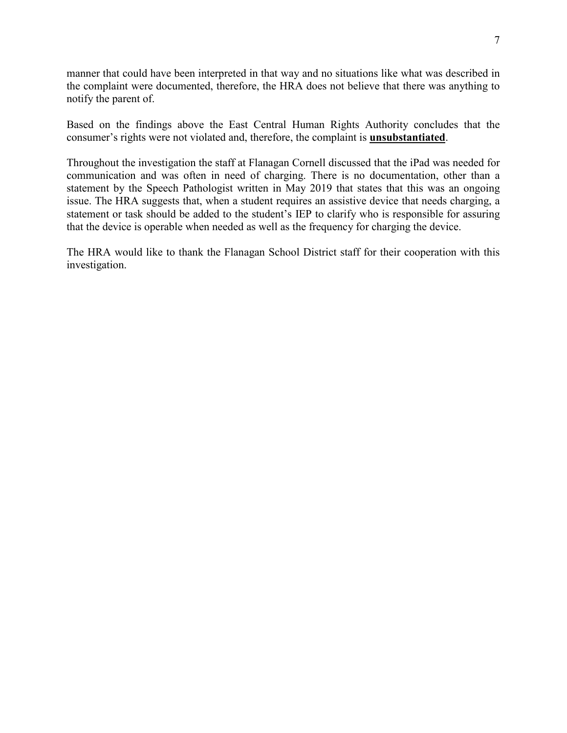manner that could have been interpreted in that way and no situations like what was described in the complaint were documented, therefore, the HRA does not believe that there was anything to notify the parent of.

Based on the findings above the East Central Human Rights Authority concludes that the consumer's rights were not violated and, therefore, the complaint is **unsubstantiated**.

Throughout the investigation the staff at Flanagan Cornell discussed that the iPad was needed for communication and was often in need of charging. There is no documentation, other than a statement by the Speech Pathologist written in May 2019 that states that this was an ongoing issue. The HRA suggests that, when a student requires an assistive device that needs charging, a statement or task should be added to the student's IEP to clarify who is responsible for assuring that the device is operable when needed as well as the frequency for charging the device.

The HRA would like to thank the Flanagan School District staff for their cooperation with this investigation.